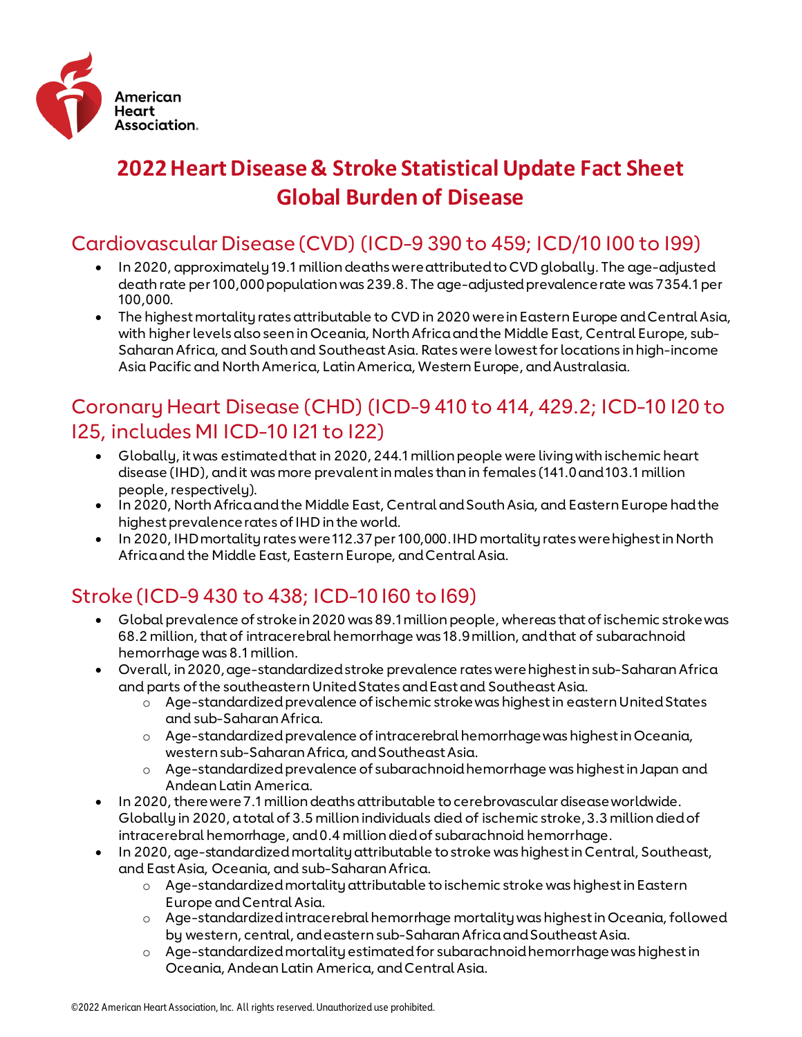American Heart Association.

# 2022 Heart Disease & Stroke Statistical Update Fact Sheet
# Global Burden of Disease

## Cardiovascular Disease (CVD) (ICD-9 390 to 459; ICD/10 I00 to I99)

- In 2020, approximately 19.1 million deaths were attributed to CVD globally. The age-adjusted death rate per 100,000 population was 239.8. The age-adjusted prevalence rate was 7354.1 per 100,000.
- The highest mortality rates attributable to CVD in 2020 were in Eastern Europe and Central Asia, with higher levels also seen in Oceania, North Africa and the Middle East, Central Europe, sub-Saharan Africa, and South and Southeast Asia. Rates were lowest for locations in high-income Asia Pacific and North America, Latin America, Western Europe, and Australasia.

## Coronary Heart Disease (CHD) (ICD-9 410 to 414, 429.2; ICD-10 I20 to I25, includes MI ICD-10 I21 to I22)

- Globally, it was estimated that in 2020, 244.1 million people were living with ischemic heart disease (IHD), and it was more prevalent in males than in females (141.0 and 103.1 million people, respectively).
- In 2020, North Africa and the Middle East, Central and South Asia, and Eastern Europe had the highest prevalence rates of IHD in the world.
- In 2020, IHD mortality rates were 112.37 per 100,000. IHD mortality rates were highest in North Africa and the Middle East, Eastern Europe, and Central Asia.

## Stroke (ICD-9 430 to 438; ICD-10 I60 to I69)

- Global prevalence of stroke in 2020 was 89.1 million people, whereas that of ischemic stroke was 68.2 million, that of intracerebral hemorrhage was 18.9 million, and that of subarachnoid hemorrhage was 8.1 million.
- Overall, in 2020, age-standardized stroke prevalence rates were highest in sub-Saharan Africa and parts of the southeastern United States and East and Southeast Asia.
  - Age-standardized prevalence of ischemic stroke was highest in eastern United States and sub-Saharan Africa.
  - Age-standardized prevalence of intracerebral hemorrhage was highest in Oceania, western sub-Saharan Africa, and Southeast Asia.
  - Age-standardized prevalence of subarachnoid hemorrhage was highest in Japan and Andean Latin America.
- In 2020, there were 7.1 million deaths attributable to cerebrovascular disease worldwide. Globally in 2020, a total of 3.5 million individuals died of ischemic stroke, 3.3 million died of intracerebral hemorrhage, and 0.4 million died of subarachnoid hemorrhage.
- In 2020, age-standardized mortality attributable to stroke was highest in Central, Southeast, and East Asia, Oceania, and sub-Saharan Africa.
  - Age-standardized mortality attributable to ischemic stroke was highest in Eastern Europe and Central Asia.
  - Age-standardized intracerebral hemorrhage mortality was highest in Oceania, followed by western, central, and eastern sub-Saharan Africa and Southeast Asia.
  - Age-standardized mortality estimated for subarachnoid hemorrhage was highest in Oceania, Andean Latin America, and Central Asia.

©2022 American Heart Association, Inc. All rights reserved. Unauthorized use prohibited.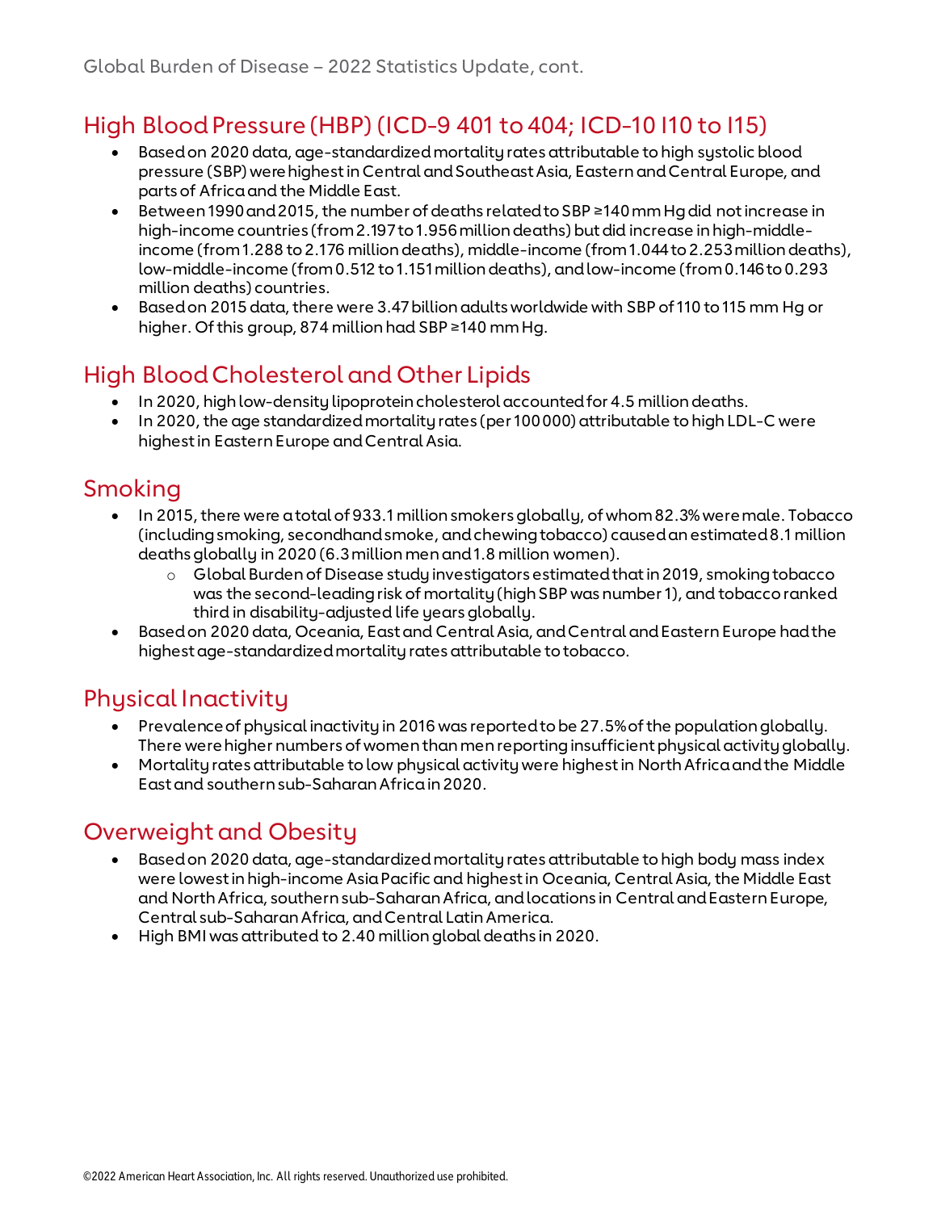## High Blood Pressure (HBP) (ICD-9 401 to 404; ICD-10 I10 to I15)

- Based on 2020 data, age-standardized mortality rates attributable to high systolic blood pressure (SBP) were highest in Central and Southeast Asia, Eastern and Central Europe, and parts of Africa and the Middle East.
- Between 1990 and 2015, the number of deaths related to SBP ≥140 mm Hg did not increase in high-income countries (from 2.197 to 1.956 million deaths) but did increase in high-middle-income (from 1.288 to 2.176 million deaths), middle-income (from 1.044 to 2.253 million deaths), low-middle-income (from 0.512 to 1.151 million deaths), and low-income (from 0.146 to 0.293 million deaths) countries.
- Based on 2015 data, there were 3.47 billion adults worldwide with SBP of 110 to 115 mm Hg or higher. Of this group, 874 million had SBP ≥140 mm Hg.

## High Blood Cholesterol and Other Lipids

- In 2020, high low-density lipoprotein cholesterol accounted for 4.5 million deaths.
- In 2020, the age standardized mortality rates (per 100 000) attributable to high LDL-C were highest in Eastern Europe and Central Asia.

## Smoking

- In 2015, there were a total of 933.1 million smokers globally, of whom 82.3% were male. Tobacco (including smoking, secondhand smoke, and chewing tobacco) caused an estimated 8.1 million deaths globally in 2020 (6.3 million men and 1.8 million women).
  - Global Burden of Disease study investigators estimated that in 2019, smoking tobacco was the second-leading risk of mortality (high SBP was number 1), and tobacco ranked third in disability-adjusted life years globally.
- Based on 2020 data, Oceania, East and Central Asia, and Central and Eastern Europe had the highest age-standardized mortality rates attributable to tobacco.

## Physical Inactivity

- Prevalence of physical inactivity in 2016 was reported to be 27.5% of the population globally. There were higher numbers of women than men reporting insufficient physical activity globally.
- Mortality rates attributable to low physical activity were highest in North Africa and the Middle East and southern sub-Saharan Africa in 2020.

## Overweight and Obesity

- Based on 2020 data, age-standardized mortality rates attributable to high body mass index were lowest in high-income Asia Pacific and highest in Oceania, Central Asia, the Middle East and North Africa, southern sub-Saharan Africa, and locations in Central and Eastern Europe, Central sub-Saharan Africa, and Central Latin America.
- High BMI was attributed to 2.40 million global deaths in 2020.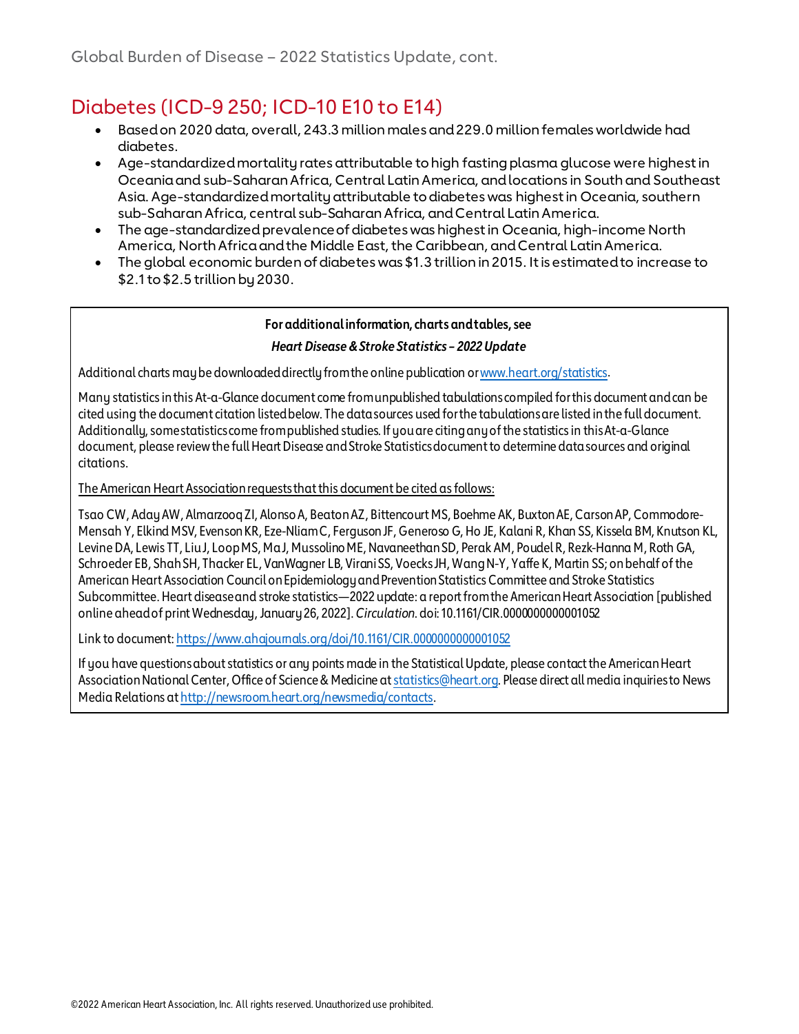## Diabetes (ICD-9 250; ICD-10 E10 to E14)

- Based on 2020 data, overall, 243.3 million males and 229.0 million females worldwide had diabetes.
- Age-standardized mortality rates attributable to high fasting plasma glucose were highest in Oceania and sub-Saharan Africa, Central Latin America, and locations in South and Southeast Asia. Age-standardized mortality attributable to diabetes was highest in Oceania, southern sub-Saharan Africa, central sub-Saharan Africa, and Central Latin America.
- The age-standardized prevalence of diabetes was highest in Oceania, high-income North America, North Africa and the Middle East, the Caribbean, and Central Latin America.
- The global economic burden of diabetes was $1.3 trillion in 2015. It is estimated to increase to $2.1 to $2.5 trillion by 2030.

**For additional information, charts and tables, see**

***Heart Disease & Stroke Statistics – 2022 Update***

Additional charts may be downloaded directly from the online publication or www.heart.org/statistics.

Many statistics in this At-a-Glance document come from unpublished tabulations compiled for this document and can be cited using the document citation listed below. The data sources used for the tabulations are listed in the full document. Additionally, some statistics come from published studies. If you are citing any of the statistics in this At-a-Glance document, please review the full Heart Disease and Stroke Statistics document to determine data sources and original citations.

The American Heart Association requests that this document be cited as follows:

Tsao CW, Aday AW, Almarzooq ZI, Alonso A, Beaton AZ, Bittencourt MS, Boehme AK, Buxton AE, Carson AP, Commodore-Mensah Y, Elkind MSV, Evenson KR, Eze-Nliam C, Ferguson JF, Generoso G, Ho JE, Kalani R, Khan SS, Kissela BM, Knutson KL, Levine DA, Lewis TT, Liu J, Loop MS, Ma J, Mussolino ME, Navaneethan SD, Perak AM, Poudel R, Rezk-Hanna M, Roth GA, Schroeder EB, Shah SH, Thacker EL, VanWagner LB, Virani SS, Voecks JH, Wang N-Y, Yaffe K, Martin SS; on behalf of the American Heart Association Council on Epidemiology and Prevention Statistics Committee and Stroke Statistics Subcommittee. Heart disease and stroke statistics—2022 update: a report from the American Heart Association [published online ahead of print Wednesday, January 26, 2022]. *Circulation*. doi: 10.1161/CIR.0000000000001052

Link to document: https://www.ahajournals.org/doi/10.1161/CIR.0000000000001052

If you have questions about statistics or any points made in the Statistical Update, please contact the American Heart Association National Center, Office of Science & Medicine at statistics@heart.org. Please direct all media inquiries to News Media Relations at http://newsroom.heart.org/newsmedia/contacts.

©2022 American Heart Association, Inc. All rights reserved. Unauthorized use prohibited.